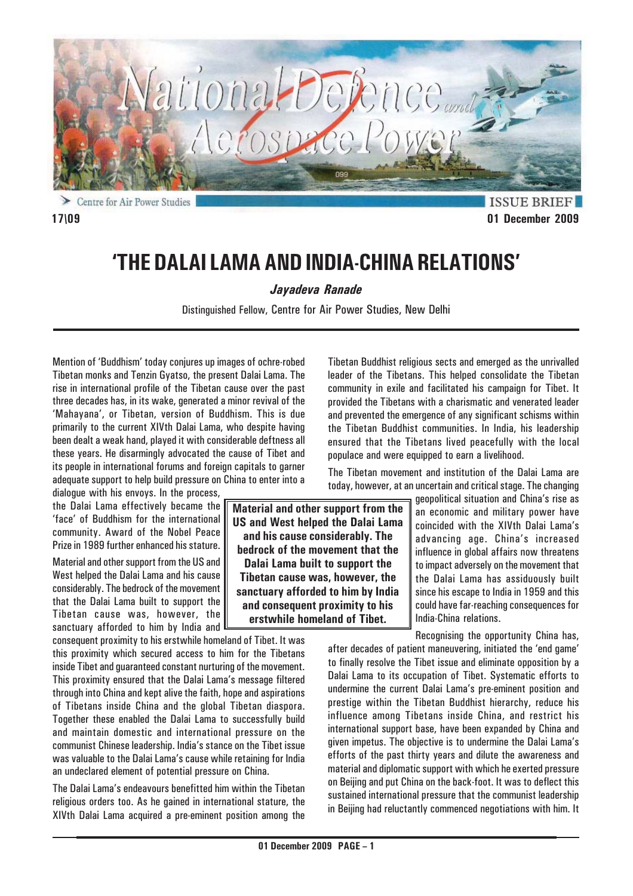# 'THE DALAI LAMA AND INDIA-CHINA RELATIONS'

***Jayadeva Ranade***

Distinguished Fellow, Centre for Air Power Studies, New Delhi

Mention of 'Buddhism' today conjures up images of ochre-robed Tibetan monks and Tenzin Gyatso, the present Dalai Lama. The rise in international profile of the Tibetan cause over the past three decades has, in its wake, generated a minor revival of the 'Mahayana', or Tibetan, version of Buddhism. This is due primarily to the current XIVth Dalai Lama, who despite having been dealt a weak hand, played it with considerable deftness all these years. He disarmingly advocated the cause of Tibet and its people in international forums and foreign capitals to garner adequate support to help build pressure on China to enter into a dialogue with his envoys. In the process, the Dalai Lama effectively became the 'face' of Buddhism for the international community. Award of the Nobel Peace Prize in 1989 further enhanced his stature.

Material and other support from the US and West helped the Dalai Lama and his cause considerably. The bedrock of the movement that the Dalai Lama built to support the Tibetan cause was, however, the sanctuary afforded to him by India and consequent proximity to his erstwhile homeland of Tibet. It was this proximity which secured access to him for the Tibetans inside Tibet and guaranteed constant nurturing of the movement. This proximity ensured that the Dalai Lama's message filtered through into China and kept alive the faith, hope and aspirations of Tibetans inside China and the global Tibetan diaspora. Together these enabled the Dalai Lama to successfully build and maintain domestic and international pressure on the communist Chinese leadership. India's stance on the Tibet issue was valuable to the Dalai Lama's cause while retaining for India an undeclared element of potential pressure on China.

The Dalai Lama's endeavours benefitted him within the Tibetan religious orders too. As he gained in international stature, the XIVth Dalai Lama acquired a pre-eminent position among the Tibetan Buddhist religious sects and emerged as the unrivalled leader of the Tibetans. This helped consolidate the Tibetan community in exile and facilitated his campaign for Tibet. It provided the Tibetans with a charismatic and venerated leader and prevented the emergence of any significant schisms within the Tibetan Buddhist communities. In India, his leadership ensured that the Tibetans lived peacefully with the local populace and were equipped to earn a livelihood.

> **Material and other support from the US and West helped the Dalai Lama and his cause considerably. The bedrock of the movement that the Dalai Lama built to support the Tibetan cause was, however, the sanctuary afforded to him by India and consequent proximity to his erstwhile homeland of Tibet.**

The Tibetan movement and institution of the Dalai Lama are today, however, at an uncertain and critical stage. The changing geopolitical situation and China's rise as an economic and military power have coincided with the XIVth Dalai Lama's advancing age. China's increased influence in global affairs now threatens to impact adversely on the movement that the Dalai Lama has assiduously built since his escape to India in 1959 and this could have far-reaching consequences for India-China relations.

Recognising the opportunity China has, after decades of patient maneuvering, initiated the 'end game' to finally resolve the Tibet issue and eliminate opposition by a Dalai Lama to its occupation of Tibet. Systematic efforts to undermine the current Dalai Lama's pre-eminent position and prestige within the Tibetan Buddhist hierarchy, reduce his influence among Tibetans inside China, and restrict his international support base, have been expanded by China and given impetus. The objective is to undermine the Dalai Lama's efforts of the past thirty years and dilute the awareness and material and diplomatic support with which he exerted pressure on Beijing and put China on the back-foot. It was to deflect this sustained international pressure that the communist leadership in Beijing had reluctantly commenced negotiations with him. It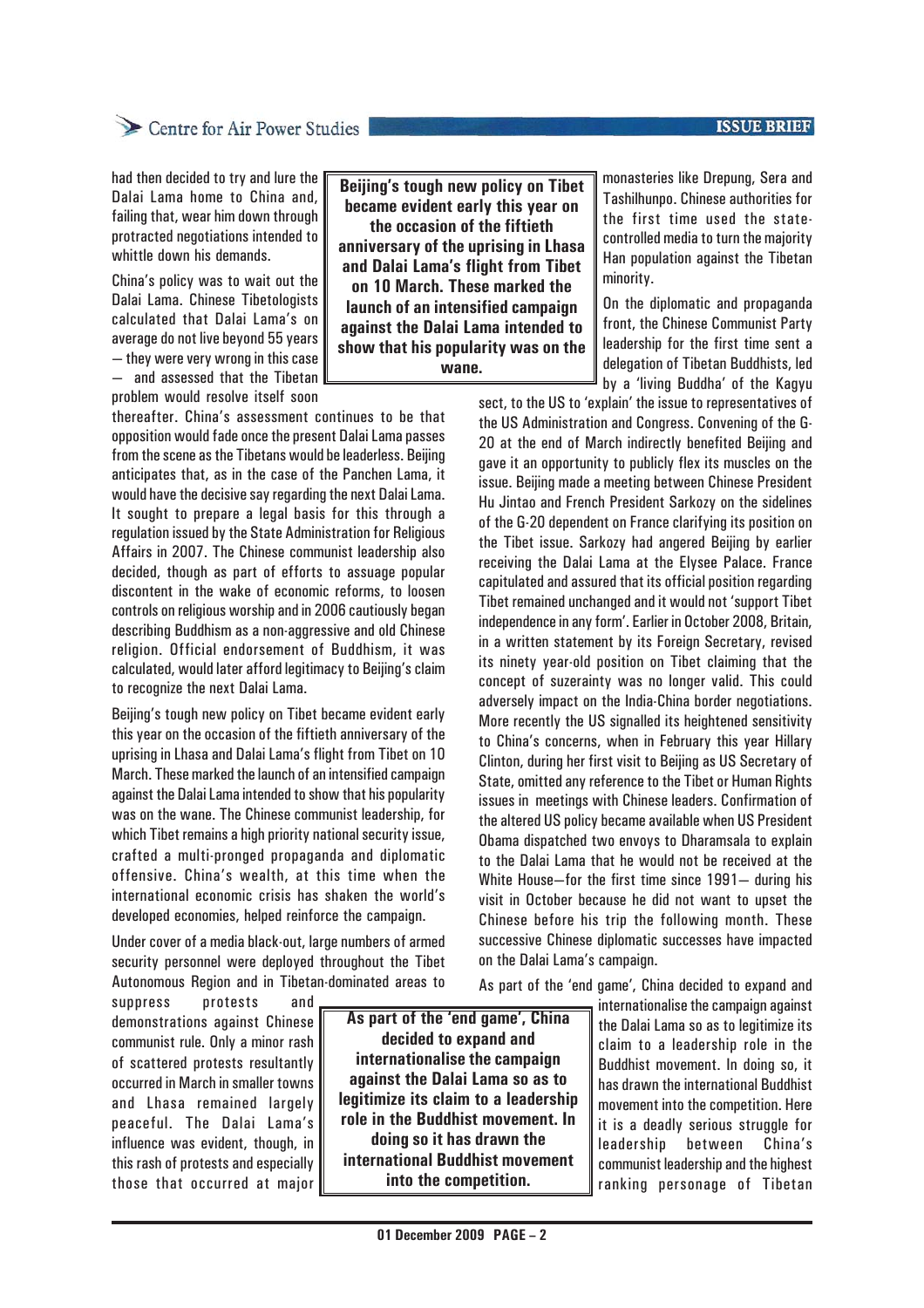had then decided to try and lure the Dalai Lama home to China and, failing that, wear him down through protracted negotiations intended to whittle down his demands.

China's policy was to wait out the Dalai Lama. Chinese Tibetologists calculated that Dalai Lama's on average do not live beyond 55 years – they were very wrong in this case – and assessed that the Tibetan problem would resolve itself soon thereafter. China's assessment continues to be that opposition would fade once the present Dalai Lama passes from the scene as the Tibetans would be leaderless. Beijing anticipates that, as in the case of the Panchen Lama, it would have the decisive say regarding the next Dalai Lama. It sought to prepare a legal basis for this through a regulation issued by the State Administration for Religious Affairs in 2007. The Chinese communist leadership also decided, though as part of efforts to assuage popular discontent in the wake of economic reforms, to loosen controls on religious worship and in 2006 cautiously began describing Buddhism as a non-aggressive and old Chinese religion. Official endorsement of Buddhism, it was calculated, would later afford legitimacy to Beijing's claim to recognize the next Dalai Lama.

**Beijing's tough new policy on Tibet became evident early this year on the occasion of the fiftieth anniversary of the uprising in Lhasa and Dalai Lama's flight from Tibet on 10 March. These marked the launch of an intensified campaign against the Dalai Lama intended to show that his popularity was on the wane.**

Beijing's tough new policy on Tibet became evident early this year on the occasion of the fiftieth anniversary of the uprising in Lhasa and Dalai Lama's flight from Tibet on 10 March. These marked the launch of an intensified campaign against the Dalai Lama intended to show that his popularity was on the wane. The Chinese communist leadership, for which Tibet remains a high priority national security issue, crafted a multi-pronged propaganda and diplomatic offensive. China's wealth, at this time when the international economic crisis has shaken the world's developed economies, helped reinforce the campaign.

Under cover of a media black-out, large numbers of armed security personnel were deployed throughout the Tibet Autonomous Region and in Tibetan-dominated areas to suppress protests and demonstrations against Chinese communist rule. Only a minor rash of scattered protests resultantly occurred in March in smaller towns and Lhasa remained largely peaceful. The Dalai Lama's influence was evident, though, in this rash of protests and especially those that occurred at major monasteries like Drepung, Sera and Tashilhunpo. Chinese authorities for the first time used the state-controlled media to turn the majority Han population against the Tibetan minority.

On the diplomatic and propaganda front, the Chinese Communist Party leadership for the first time sent a delegation of Tibetan Buddhists, led by a 'living Buddha' of the Kagyu sect, to the US to 'explain' the issue to representatives of the US Administration and Congress. Convening of the G-20 at the end of March indirectly benefited Beijing and gave it an opportunity to publicly flex its muscles on the issue. Beijing made a meeting between Chinese President Hu Jintao and French President Sarkozy on the sidelines of the G-20 dependent on France clarifying its position on the Tibet issue. Sarkozy had angered Beijing by earlier receiving the Dalai Lama at the Elysee Palace. France capitulated and assured that its official position regarding Tibet remained unchanged and it would not 'support Tibet independence in any form'. Earlier in October 2008, Britain, in a written statement by its Foreign Secretary, revised its ninety year-old position on Tibet claiming that the concept of suzerainty was no longer valid. This could adversely impact on the India-China border negotiations. More recently the US signalled its heightened sensitivity to China's concerns, when in February this year Hillary Clinton, during her first visit to Beijing as US Secretary of State, omitted any reference to the Tibet or Human Rights issues in meetings with Chinese leaders. Confirmation of the altered US policy became available when US President Obama dispatched two envoys to Dharamsala to explain to the Dalai Lama that he would not be received at the White House—for the first time since 1991— during his visit in October because he did not want to upset the Chinese before his trip the following month. These successive Chinese diplomatic successes have impacted on the Dalai Lama's campaign.

**As part of the 'end game', China decided to expand and internationalise the campaign against the Dalai Lama so as to legitimize its claim to a leadership role in the Buddhist movement. In doing so it has drawn the international Buddhist movement into the competition.**

As part of the 'end game', China decided to expand and internationalise the campaign against the Dalai Lama so as to legitimize its claim to a leadership role in the Buddhist movement. In doing so, it has drawn the international Buddhist movement into the competition. Here it is a deadly serious struggle for leadership between China's communist leadership and the highest ranking personage of Tibetan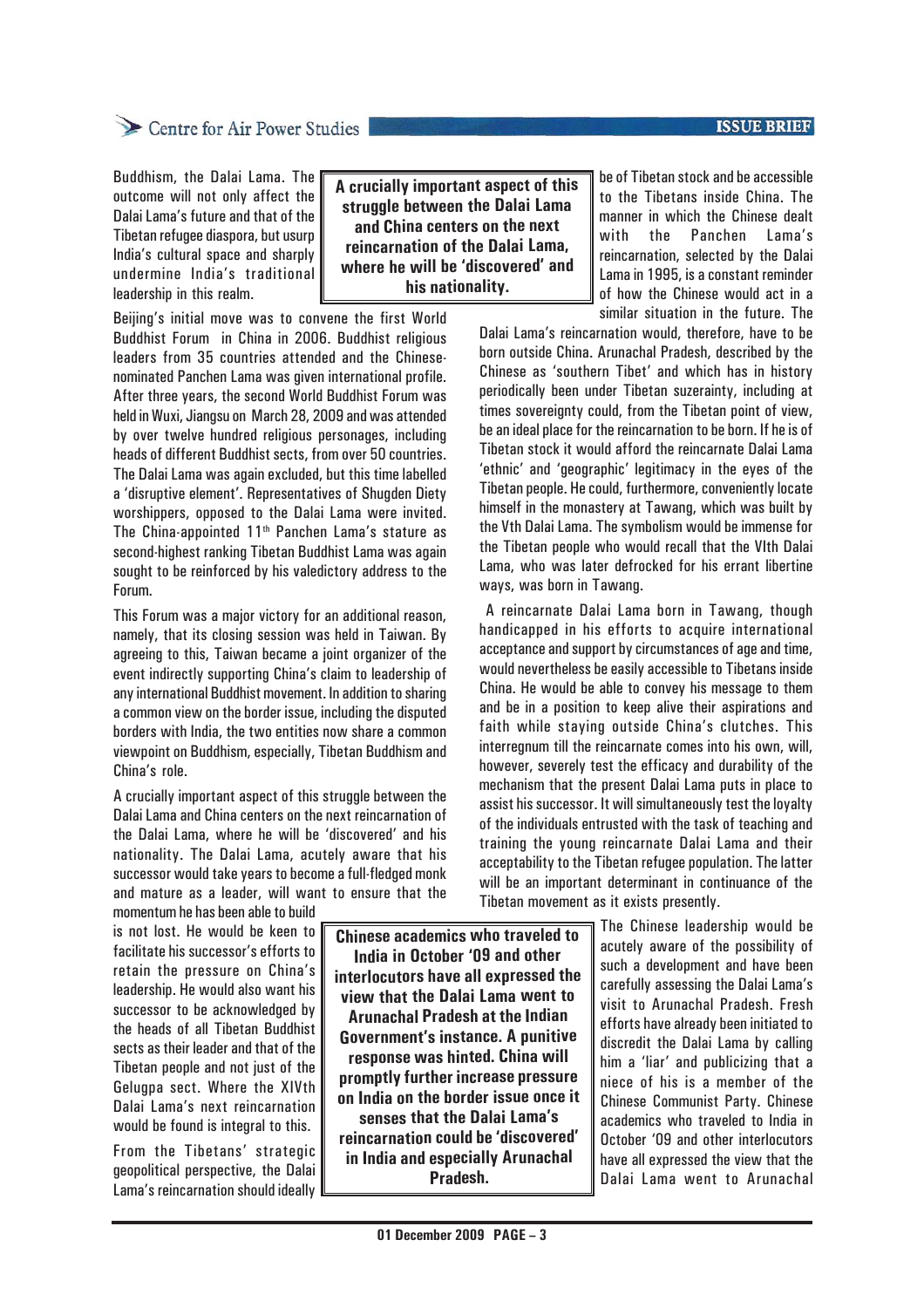Buddhism, the Dalai Lama. The outcome will not only affect the Dalai Lama's future and that of the Tibetan refugee diaspora, but usurp India's cultural space and sharply undermine India's traditional leadership in this realm.

> **A crucially important aspect of this struggle between the Dalai Lama and China centers on the next reincarnation of the Dalai Lama, where he will be 'discovered' and his nationality.**

Beijing's initial move was to convene the first World Buddhist Forum in China in 2006. Buddhist religious leaders from 35 countries attended and the Chinese-nominated Panchen Lama was given international profile. After three years, the second World Buddhist Forum was held in Wuxi, Jiangsu on March 28, 2009 and was attended by over twelve hundred religious personages, including heads of different Buddhist sects, from over 50 countries. The Dalai Lama was again excluded, but this time labelled a 'disruptive element'. Representatives of Shugden Diety worshippers, opposed to the Dalai Lama were invited. The China-appointed 11th Panchen Lama's stature as second-highest ranking Tibetan Buddhist Lama was again sought to be reinforced by his valedictory address to the Forum.

This Forum was a major victory for an additional reason, namely, that its closing session was held in Taiwan. By agreeing to this, Taiwan became a joint organizer of the event indirectly supporting China's claim to leadership of any international Buddhist movement. In addition to sharing a common view on the border issue, including the disputed borders with India, the two entities now share a common viewpoint on Buddhism, especially, Tibetan Buddhism and China's role.

A crucially important aspect of this struggle between the Dalai Lama and China centers on the next reincarnation of the Dalai Lama, where he will be 'discovered' and his nationality. The Dalai Lama, acutely aware that his successor would take years to become a full-fledged monk and mature as a leader, will want to ensure that the momentum he has been able to build is not lost. He would be keen to facilitate his successor's efforts to retain the pressure on China's leadership. He would also want his successor to be acknowledged by the heads of all Tibetan Buddhist sects as their leader and that of the Tibetan people and not just of the Gelugpa sect. Where the XIVth Dalai Lama's next reincarnation would be found is integral to this.

From the Tibetans' strategic geopolitical perspective, the Dalai Lama's reincarnation should ideally be of Tibetan stock and be accessible to the Tibetans inside China. The manner in which the Chinese dealt with the Panchen Lama's reincarnation, selected by the Dalai Lama in 1995, is a constant reminder of how the Chinese would act in a similar situation in the future. The Dalai Lama's reincarnation would, therefore, have to be born outside China. Arunachal Pradesh, described by the Chinese as 'southern Tibet' and which has in history periodically been under Tibetan suzerainty, including at times sovereignty could, from the Tibetan point of view, be an ideal place for the reincarnation to be born. If he is of Tibetan stock it would afford the reincarnate Dalai Lama 'ethnic' and 'geographic' legitimacy in the eyes of the Tibetan people. He could, furthermore, conveniently locate himself in the monastery at Tawang, which was built by the Vth Dalai Lama. The symbolism would be immense for the Tibetan people who would recall that the VIth Dalai Lama, who was later defrocked for his errant libertine ways, was born in Tawang.

A reincarnate Dalai Lama born in Tawang, though handicapped in his efforts to acquire international acceptance and support by circumstances of age and time, would nevertheless be easily accessible to Tibetans inside China. He would be able to convey his message to them and be in a position to keep alive their aspirations and faith while staying outside China's clutches. This interregnum till the reincarnate comes into his own, will, however, severely test the efficacy and durability of the mechanism that the present Dalai Lama puts in place to assist his successor. It will simultaneously test the loyalty of the individuals entrusted with the task of teaching and training the young reincarnate Dalai Lama and their acceptability to the Tibetan refugee population. The latter will be an important determinant in continuance of the Tibetan movement as it exists presently.

> **Chinese academics who traveled to India in October '09 and other interlocutors have all expressed the view that the Dalai Lama went to Arunachal Pradesh at the Indian Government's instance. A punitive response was hinted. China will promptly further increase pressure on India on the border issue once it senses that the Dalai Lama's reincarnation could be 'discovered' in India and especially Arunachal Pradesh.**

The Chinese leadership would be acutely aware of the possibility of such a development and have been carefully assessing the Dalai Lama's visit to Arunachal Pradesh. Fresh efforts have already been initiated to discredit the Dalai Lama by calling him a 'liar' and publicizing that a niece of his is a member of the Chinese Communist Party. Chinese academics who traveled to India in October '09 and other interlocutors have all expressed the view that the Dalai Lama went to Arunachal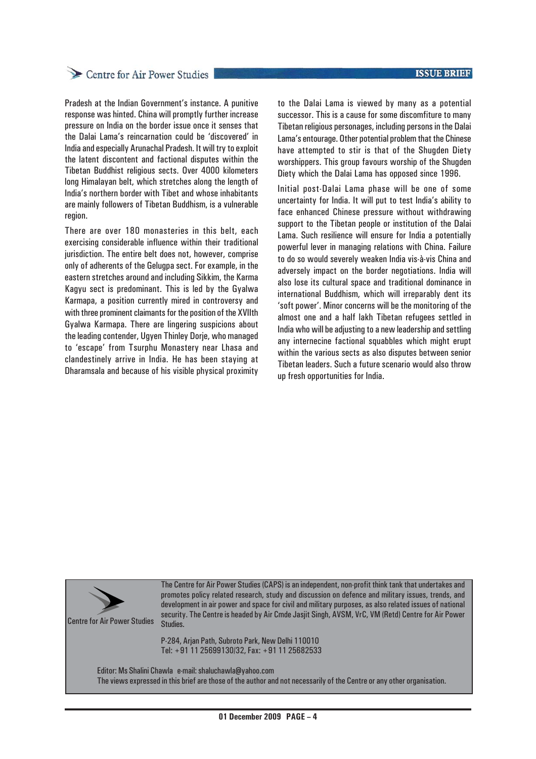Pradesh at the Indian Government's instance. A punitive response was hinted. China will promptly further increase pressure on India on the border issue once it senses that the Dalai Lama's reincarnation could be 'discovered' in India and especially Arunachal Pradesh. It will try to exploit the latent discontent and factional disputes within the Tibetan Buddhist religious sects. Over 4000 kilometers long Himalayan belt, which stretches along the length of India's northern border with Tibet and whose inhabitants are mainly followers of Tibetan Buddhism, is a vulnerable region.

There are over 180 monasteries in this belt, each exercising considerable influence within their traditional jurisdiction. The entire belt does not, however, comprise only of adherents of the Gelugpa sect. For example, in the eastern stretches around and including Sikkim, the Karma Kagyu sect is predominant. This is led by the Gyalwa Karmapa, a position currently mired in controversy and with three prominent claimants for the position of the XVIIth Gyalwa Karmapa. There are lingering suspicions about the leading contender, Ugyen Thinley Dorje, who managed to 'escape' from Tsurphu Monastery near Lhasa and clandestinely arrive in India. He has been staying at Dharamsala and because of his visible physical proximity to the Dalai Lama is viewed by many as a potential successor. This is a cause for some discomfiture to many Tibetan religious personages, including persons in the Dalai Lama's entourage. Other potential problem that the Chinese have attempted to stir is that of the Shugden Diety worshippers. This group favours worship of the Shugden Diety which the Dalai Lama has opposed since 1996.

Initial post-Dalai Lama phase will be one of some uncertainty for India. It will put to test India's ability to face enhanced Chinese pressure without withdrawing support to the Tibetan people or institution of the Dalai Lama. Such resilience will ensure for India a potentially powerful lever in managing relations with China. Failure to do so would severely weaken India vis-à-vis China and adversely impact on the border negotiations. India will also lose its cultural space and traditional dominance in international Buddhism, which will irreparably dent its 'soft power'. Minor concerns will be the monitoring of the almost one and a half lakh Tibetan refugees settled in India who will be adjusting to a new leadership and settling any internecine factional squabbles which might erupt within the various sects as also disputes between senior Tibetan leaders. Such a future scenario would also throw up fresh opportunities for India.

---

Centre for Air Power Studies

The Centre for Air Power Studies (CAPS) is an independent, non-profit think tank that undertakes and promotes policy related research, study and discussion on defence and military issues, trends, and development in air power and space for civil and military purposes, as also related issues of national security. The Centre is headed by Air Cmde Jasjit Singh, AVSM, VrC, VM (Retd) Centre for Air Power Studies.

P-284, Arjan Path, Subroto Park, New Delhi 110010
Tel: +91 11 25699130/32, Fax: +91 11 25682533

Editor: Ms Shalini Chawla e-mail: shaluchawla@yahoo.com
The views expressed in this brief are those of the author and not necessarily of the Centre or any other organisation.